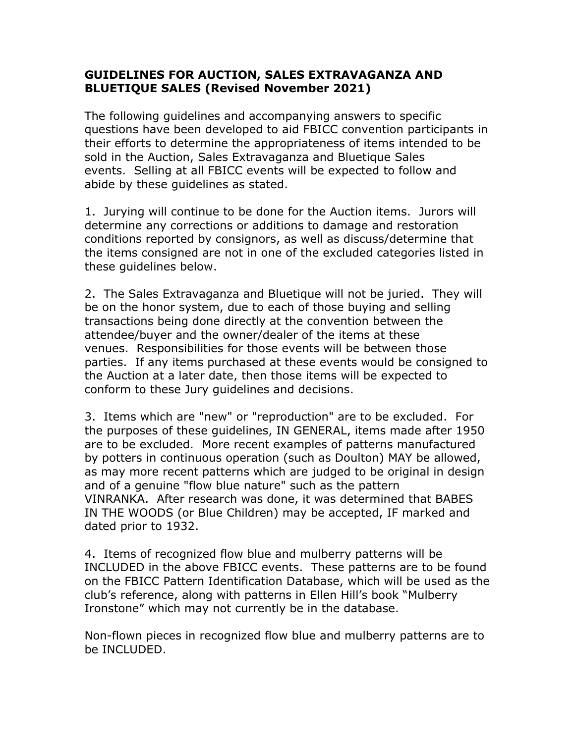## GUIDELINES FOR AUCTION, SALES EXTRAVAGANZA AND BLUETIQUE SALES (Revised November 2021)

The following guidelines and accompanying answers to specific questions have been developed to aid FBICC convention participants in their efforts to determine the appropriateness of items intended to be sold in the Auction, Sales Extravaganza and Bluetique Sales events. Selling at all FBICC events will be expected to follow and abide by these guidelines as stated.

1. Jurying will continue to be done for the Auction items. Jurors will determine any corrections or additions to damage and restoration conditions reported by consignors, as well as discuss/determine that the items consigned are not in one of the excluded categories listed in these guidelines below.

2. The Sales Extravaganza and Bluetique will not be juried. They will be on the honor system, due to each of those buying and selling transactions being done directly at the convention between the attendee/buyer and the owner/dealer of the items at these venues. Responsibilities for those events will be between those parties. If any items purchased at these events would be consigned to the Auction at a later date, then those items will be expected to conform to these Jury guidelines and decisions.

3. Items which are "new" or "reproduction" are to be excluded. For the purposes of these guidelines, IN GENERAL, items made after 1950 are to be excluded. More recent examples of patterns manufactured by potters in continuous operation (such as Doulton) MAY be allowed, as may more recent patterns which are judged to be original in design and of a genuine "flow blue nature" such as the pattern VINRANKA. After research was done, it was determined that BABES IN THE WOODS (or Blue Children) may be accepted, IF marked and dated prior to 1932.

4. Items of recognized flow blue and mulberry patterns will be INCLUDED in the above FBICC events. These patterns are to be found on the FBICC Pattern Identification Database, which will be used as the club's reference, along with patterns in Ellen Hill's book "Mulberry Ironstone" which may not currently be in the database.

Non-flown pieces in recognized flow blue and mulberry patterns are to be INCLUDED.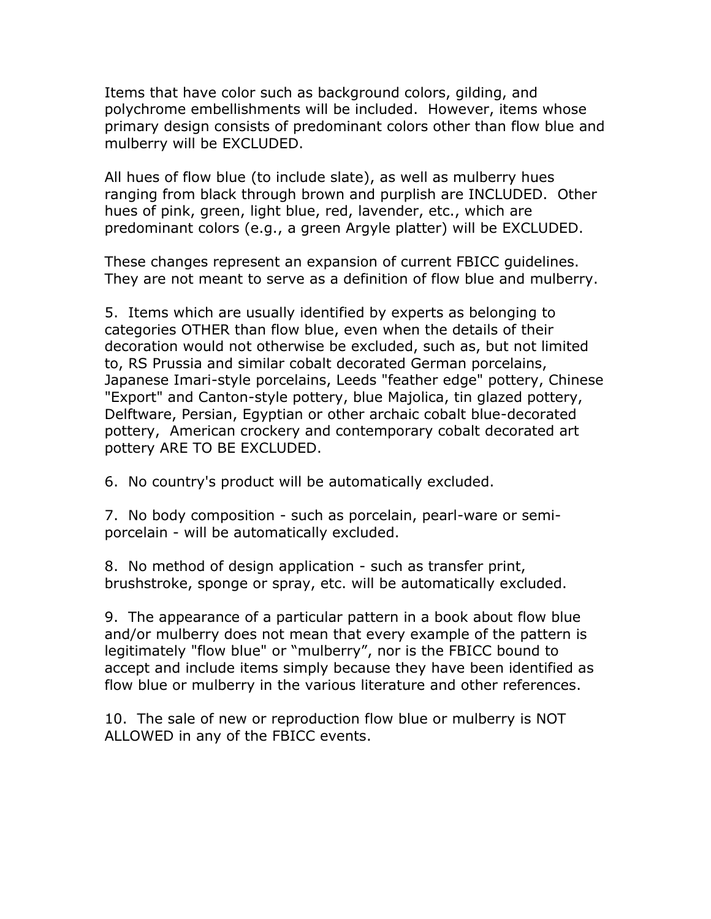Items that have color such as background colors, gilding, and polychrome embellishments will be included. However, items whose primary design consists of predominant colors other than flow blue and mulberry will be EXCLUDED.

All hues of flow blue (to include slate), as well as mulberry hues ranging from black through brown and purplish are INCLUDED. Other hues of pink, green, light blue, red, lavender, etc., which are predominant colors (e.g., a green Argyle platter) will be EXCLUDED.

These changes represent an expansion of current FBICC guidelines. They are not meant to serve as a definition of flow blue and mulberry.

5. Items which are usually identified by experts as belonging to categories OTHER than flow blue, even when the details of their decoration would not otherwise be excluded, such as, but not limited to, RS Prussia and similar cobalt decorated German porcelains, Japanese Imari-style porcelains, Leeds "feather edge" pottery, Chinese "Export" and Canton-style pottery, blue Majolica, tin glazed pottery, Delftware, Persian, Egyptian or other archaic cobalt blue-decorated pottery, American crockery and contemporary cobalt decorated art pottery ARE TO BE EXCLUDED.

6. No country's product will be automatically excluded.

7. No body composition - such as porcelain, pearl-ware or semi-porcelain - will be automatically excluded.

8. No method of design application - such as transfer print, brushstroke, sponge or spray, etc. will be automatically excluded.

9. The appearance of a particular pattern in a book about flow blue and/or mulberry does not mean that every example of the pattern is legitimately "flow blue" or "mulberry", nor is the FBICC bound to accept and include items simply because they have been identified as flow blue or mulberry in the various literature and other references.

10. The sale of new or reproduction flow blue or mulberry is NOT ALLOWED in any of the FBICC events.